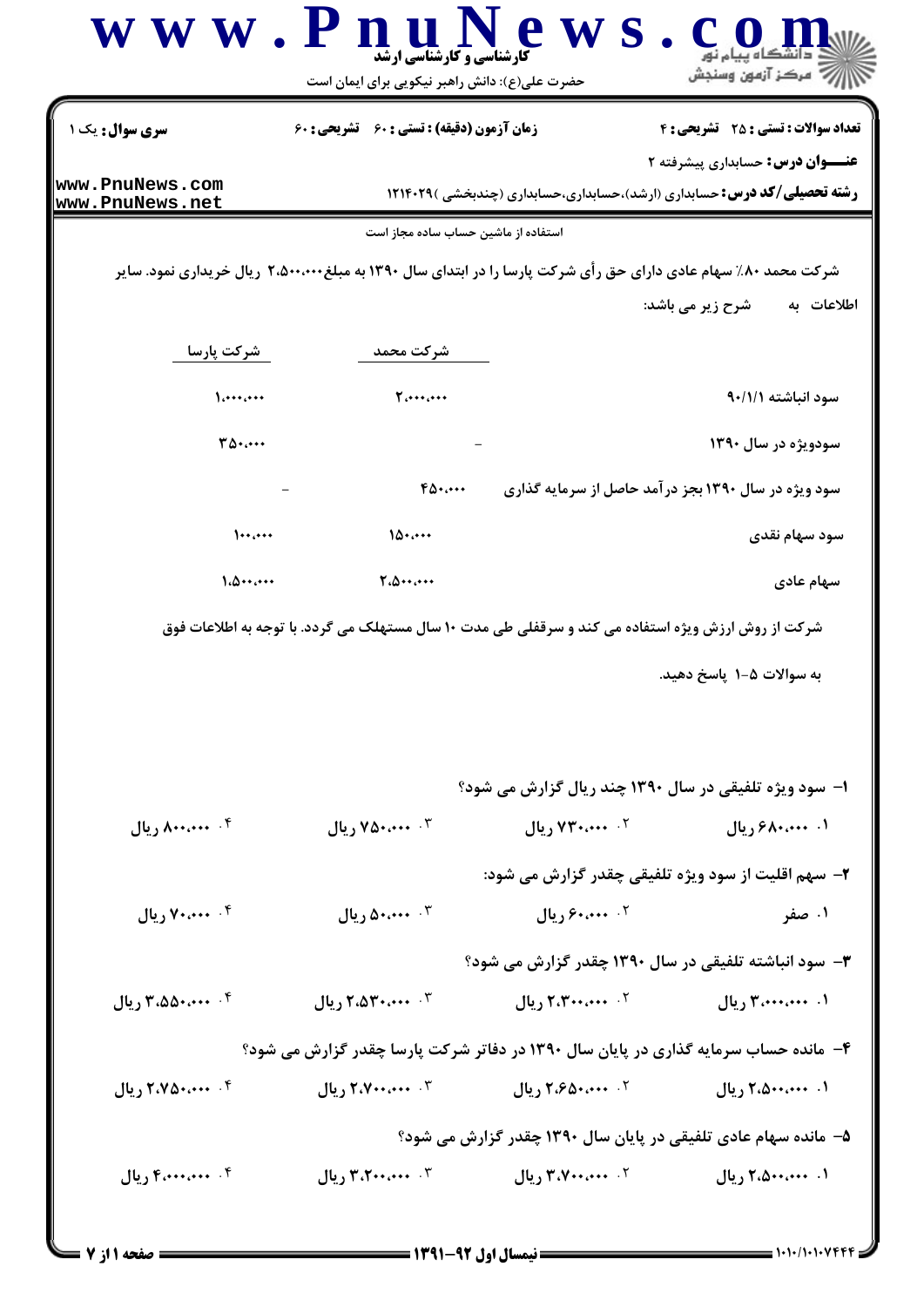| سری سوال: یک ۱ | زمان آزمون (دقیقه) : تستی : ۶۰ تشریحی : ۶۰ | تعداد سوالات : تستی : ۲۵ تشریحی : ۴ |
|---|---|---|

**عنـــوان درس:** حسابداری پیشرفته ۲

**رشته تحصیلی/کد درس:** حسابداری (ارشد)،حسابداری،حسابداری (چندبخشی )۱۲۱۴۰۲۹

استفاده از ماشین حساب ساده مجاز است

شرکت محمد ۸۰٪ سهام عادی دارای حق رأی شرکت پارسا را در ابتدای سال ۱۳۹۰ به مبلغ ۲،۵۰۰،۰۰۰ ریال خریداری نمود. سایر اطلاعات به شرح زیر می باشد:

| | شرکت محمد | شرکت پارسا |
|---|---|---|
| سود انباشته ۹۰/۱/۱ | ۲،۰۰۰،۰۰۰ | ۱،۰۰۰،۰۰۰ |
| سودویژه در سال ۱۳۹۰ | - | ۳۵۰،۰۰۰ |
| سود ویژه در سال ۱۳۹۰ بجز درآمد حاصل از سرمایه گذاری | ۴۵۰،۰۰۰ | - |
| سود سهام نقدی | ۱۵۰،۰۰۰ | ۱۰۰،۰۰۰ |
| سهام عادی | ۲،۵۰۰،۰۰۰ | ۱،۵۰۰،۰۰۰ |

شرکت از روش ارزش ویژه استفاده می کند و سرقفلی طی مدت ۱۰ سال مستهلک می گردد. با توجه به اطلاعات فوق به سوالات ۵-۱ پاسخ دهید.

۱- سود ویژه تلفیقی در سال ۱۳۹۰ چند ریال گزارش می شود؟

۱. ۶۸۰،۰۰۰ ریال ۲. ۷۳۰،۰۰۰ ریال ۳. ۷۵۰،۰۰۰ ریال ۴. ۸۰۰،۰۰۰ ریال

۲- سهم اقلیت از سود ویژه تلفیقی چقدر گزارش می شود:

۱. صفر ۲. ۶۰،۰۰۰ ریال ۳. ۵۰،۰۰۰ ریال ۴. ۷۰،۰۰۰ ریال

۳- سود انباشته تلفیقی در سال ۱۳۹۰ چقدر گزارش می شود؟

۱. ۳،۰۰۰،۰۰۰ ریال ۲. ۲،۳۰۰،۰۰۰ ریال ۳. ۲،۵۳۰،۰۰۰ ریال ۴. ۳،۵۵۰،۰۰۰ ریال

۴- مانده حساب سرمایه گذاری در پایان سال ۱۳۹۰ در دفاتر شرکت پارسا چقدر گزارش می شود؟

۱. ۲،۵۰۰،۰۰۰ ریال ۲. ۲،۶۵۰،۰۰۰ ریال ۳. ۲،۷۰۰،۰۰۰ ریال ۴. ۲،۷۵۰،۰۰۰ ریال

۵- مانده سهام عادی تلفیقی در پایان سال ۱۳۹۰ چقدر گزارش می شود؟

۱. ۲،۵۰۰،۰۰۰ ریال ۲. ۳،۷۰۰،۰۰۰ ریال ۳. ۳،۲۰۰،۰۰۰ ریال ۴. ۴،۰۰۰،۰۰۰ ریال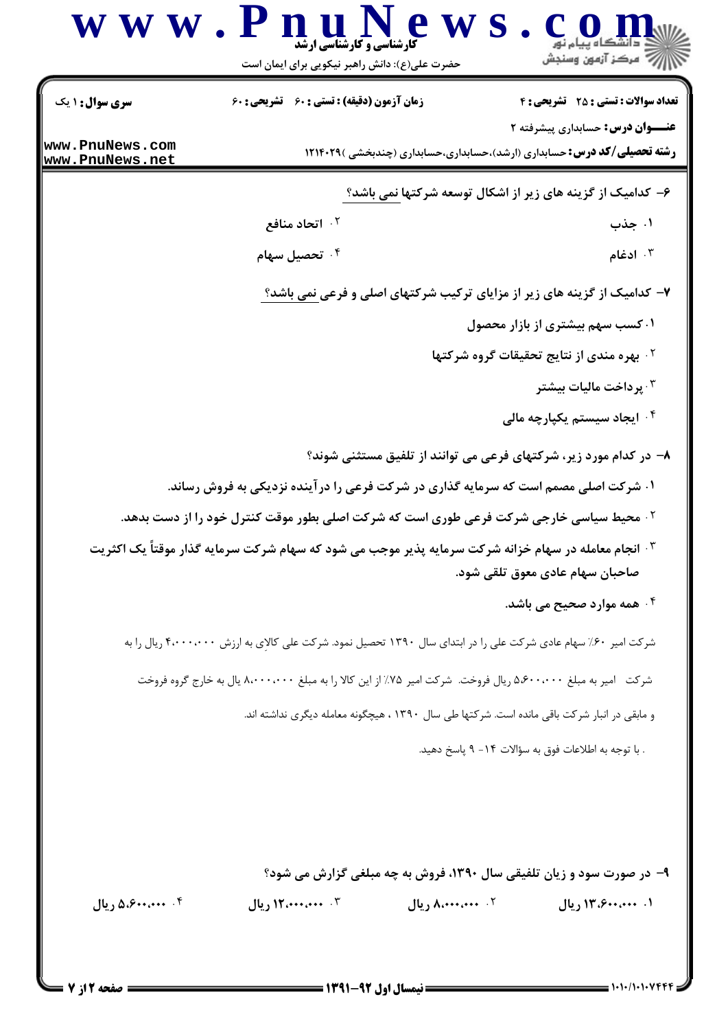۶- کدامیک از گزینه های زیر از اشکال توسعه شرکتها نمی باشد؟

۱. جذب
۲. اتحاد منافع
۳. ادغام
۴. تحصیل سهام

۷- کدامیک از گزینه های زیر از مزایای ترکیب شرکتهای اصلی و فرعی نمی باشد؟

۱. کسب سهم بیشتری از بازار محصول
۲. بهره مندی از نتایج تحقیقات گروه شرکتها
۳. پرداخت مالیات بیشتر
۴. ایجاد سیستم یکپارچه مالی

۸- در کدام مورد زیر، شرکتهای فرعی می توانند از تلفیق مستثنی شوند؟

۱. شرکت اصلی مصمم است که سرمایه گذاری در شرکت فرعی را درآینده نزدیکی به فروش رساند.
۲. محیط سیاسی خارجی شرکت فرعی طوری است که شرکت اصلی بطور موقت کنترل خود را از دست بدهد.
۳. انجام معامله در سهام خزانه شرکت سرمایه پذیر موجب می شود که سهام شرکت سرمایه گذار موقتاً یک اکثریت صاحبان سهام عادی معوق تلقی شود.
۴. همه موارد صحیح می باشد.

شرکت امیر ۶۰٪ سهام عادی شرکت علی را در ابتدای سال ۱۳۹۰ تحصیل نمود. شرکت علی کالایِ به ارزش ۴،۰۰۰،۰۰۰ ریال را به شرکت امیر به مبلغ ۵،۶۰۰،۰۰۰ ریال فروخت. شرکت امیر ۷۵٪ از این کالا را به مبلغ ۸،۰۰۰،۰۰۰ یال به خارج گروه فروخت و مابقی در انبار شرکت باقی مانده است. شرکتها طی سال ۱۳۹۰ ، هیچگونه معامله دیگری نداشته اند.

. با توجه به اطلاعات فوق به سؤالات ۱۴- ۹ پاسخ دهید.

۹- در صورت سود و زیان تلفیقی سال ۱۳۹۰، فروش به چه مبلغی گزارش می شود؟

۱. ۱۳،۶۰۰،۰۰۰ ریال
۲. ۸،۰۰۰،۰۰۰ ریال
۳. ۱۲،۰۰۰،۰۰۰ ریال
۴. ۵،۶۰۰،۰۰۰ ریال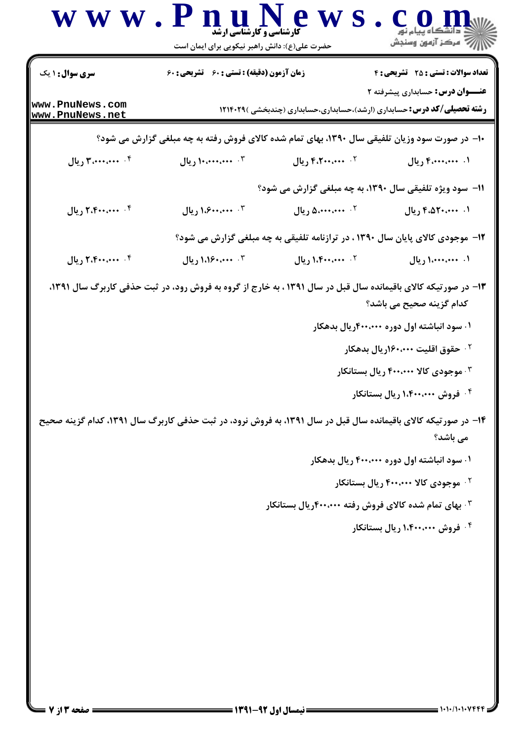۱۰- در صورت سود وزیان تلفیقی سال ۱۳۹۰، بهای تمام شده کالای فروش رفته به چه مبلغی گزارش می شود؟

۱. ۴،۰۰۰،۰۰۰ ریال
۲. ۴،۲۰۰،۰۰۰ ریال
۳. ۱۰،۰۰۰،۰۰۰ ریال
۴. ۳،۰۰۰،۰۰۰ ریال

۱۱- سود ویژه تلفیقی سال ۱۳۹۰، به چه مبلغی گزارش می شود؟

۱. ۴،۵۲۰،۰۰۰ ریال
۲. ۵،۰۰۰،۰۰۰ ریال
۳. ۱،۶۰۰،۰۰۰ ریال
۴. ۲،۴۰۰،۰۰۰ ریال

۱۲- موجودی کالای پایان سال ۱۳۹۰ ، در ترازنامه تلفیقی به چه مبلغی گزارش می شود؟

۱. ۱،۰۰۰،۰۰۰ ریال
۲. ۱،۴۰۰،۰۰۰ ریال
۳. ۱،۱۶۰،۰۰۰ ریال
۴. ۲،۴۰۰،۰۰۰ ریال

۱۳- در صورتیکه کالای باقیمانده سال قبل در سال ۱۳۹۱ ، به خارج از گروه به فروش رود، در ثبت حذفی کاربرگ سال ۱۳۹۱، کدام گزینه صحیح می باشد؟

۱. سود انباشته اول دوره ۴۰۰،۰۰۰ریال بدهکار
۲. حقوق اقلیت ۱۶۰،۰۰۰ریال بدهکار
۳. موجودی کالا ۴۰۰،۰۰۰ ریال بستانکار
۴. فروش ۱،۴۰۰،۰۰۰ ریال بستانکار

۱۴- در صورتیکه کالای باقیمانده سال قبل در سال ۱۳۹۱، به فروش نرود، در ثبت حذفی کاربرگ سال ۱۳۹۱، کدام گزینه صحیح می باشد؟

۱. سود انباشته اول دوره ۴۰۰،۰۰۰ ریال بدهکار
۲. موجودی کالا ۴۰۰،۰۰۰ ریال بستانکار
۳. بهای تمام شده کالای فروش رفته ۴۰۰،۰۰۰ریال بستانکار
۴. فروش ۱،۴۰۰،۰۰۰ ریال بستانکار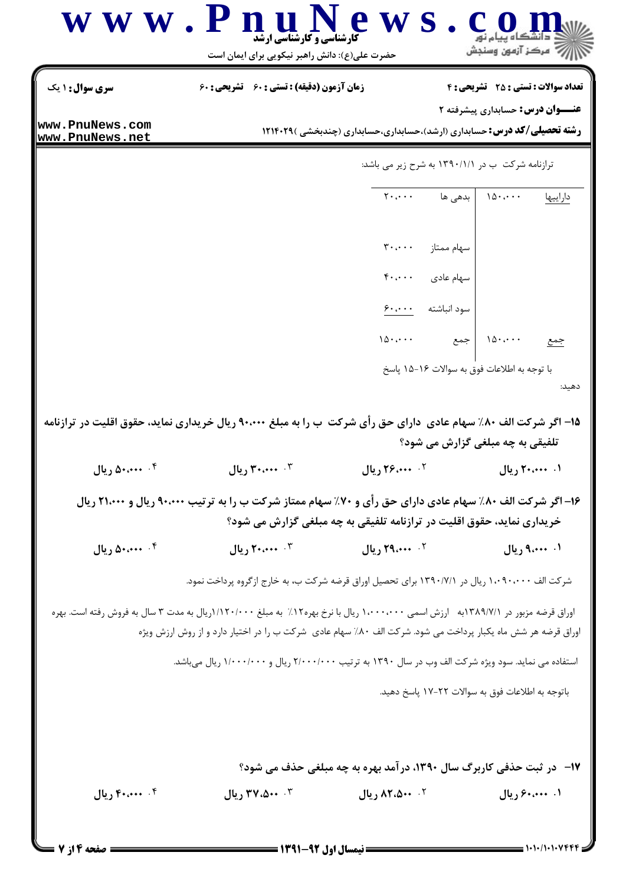ترازنامه شرکت ب در ۱۳۹۰/۱/۱ به شرح زیر می باشد:

| دارایی‌ها | ۱۵۰،۰۰۰ | بدهی ها | ۲۰،۰۰۰ |
|---|---|---|---|
| | | سهام ممتاز | ۳۰،۰۰۰ |
| | | سهام عادی | ۴۰،۰۰۰ |
| | | سود انباشته | ۶۰،۰۰۰ |
| جمع | ۱۵۰،۰۰۰ | جمع | ۱۵۰،۰۰۰ |

با توجه به اطلاعات فوق به سوالات ۱۶-۱۵ پاسخ دهید:

**۱۵- اگر شرکت الف ۸۰٪ سهام عادی دارای حق رأی شرکت ب را به مبلغ ۹۰،۰۰۰ ریال خریداری نماید، حقوق اقلیت در ترازنامه تلفیقی به چه مبلغی گزارش می شود؟**

۱. ۲۰،۰۰۰ ریال

۲. ۲۶،۰۰۰ ریال

۳. ۳۰،۰۰۰ ریال

۴. ۵۰،۰۰۰ ریال

**۱۶- اگر شرکت الف ۸۰٪ سهام عادی دارای حق رأی و ۷۰٪ سهام ممتاز شرکت ب را به ترتیب ۹۰،۰۰۰ ریال و ۲۱،۰۰۰ ریال خریداری نماید، حقوق اقلیت در ترازنامه تلفیقی به چه مبلغی گزارش می شود؟**

۱. ۹،۰۰۰ ریال

۲. ۲۹،۰۰۰ ریال

۳. ۲۰،۰۰۰ ریال

۴. ۵۰،۰۰۰ ریال

شرکت الف ۱،۰۹۰،۰۰۰ ریال در ۱۳۹۰/۷/۱ برای تحصیل اوراق قرضه شرکت ب، به خارج ازگروه پرداخت نمود.

اوراق قرضه مزبور در ۱۳۸۹/۷/۱به ارزش اسمی ۱،۰۰۰،۰۰۰ ریال با نرخ بهره۱۲٪ به مبلغ ۱/۱۲۰/۰۰۰ریال به مدت ۳ سال به فروش رفته است. بهره اوراق قرضه هر شش ماه یکبار پرداخت می شود. شرکت الف ۸۰٪ سهام عادی شرکت ب را در اختیار دارد و از روش ارزش ویژه استفاده می نماید. سود ویژه شرکت الف وب در سال ۱۳۹۰ به ترتیب ۲/۰۰۰/۰۰۰ ریال و ۱/۰۰۰/۰۰۰ ریال می‌باشد.

باتوجه به اطلاعات فوق به سوالات ۲۲-۱۷ پاسخ دهید.

**۱۷- در ثبت حذفی کاربرگ سال ۱۳۹۰، درآمد بهره به چه مبلغی حذف می شود؟**

۱. ۶۰،۰۰۰ ریال

۲. ۸۲،۵۰۰ ریال

۳. ۳۷،۵۰۰ ریال

۴. ۴۰،۰۰۰ ریال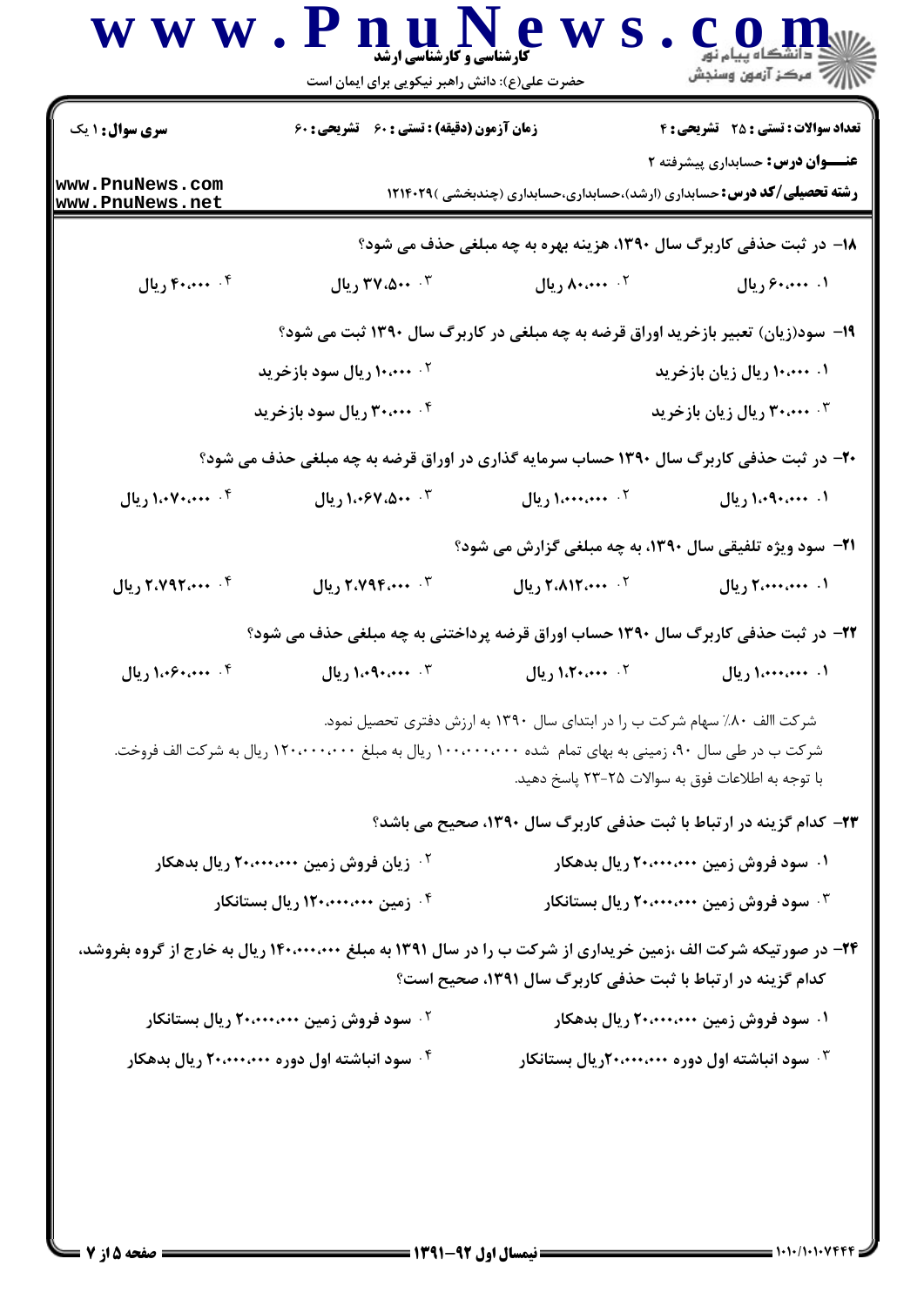۱۸- در ثبت حذفی کاربرگ سال ۱۳۹۰، هزینه بهره به چه مبلغی حذف می شود؟

۱. ۶۰،۰۰۰ ریال
۲. ۸۰،۰۰۰ ریال
۳. ۳۷،۵۰۰ ریال
۴. ۴۰،۰۰۰ ریال

۱۹- سود(زیان) تعبیر بازخرید اوراق قرضه به چه مبلغی در کاربرگ سال ۱۳۹۰ ثبت می شود؟

۱. ۱۰،۰۰۰ ریال زیان بازخرید
۲. ۱۰،۰۰۰ ریال سود بازخرید
۳. ۳۰،۰۰۰ ریال زیان بازخرید
۴. ۳۰،۰۰۰ ریال سود بازخرید

۲۰- در ثبت حذفی کاربرگ سال ۱۳۹۰ حساب سرمایه گذاری در اوراق قرضه به چه مبلغی حذف می شود؟

۱. ۱،۰۹۰،۰۰۰ ریال
۲. ۱،۰۰۰،۰۰۰ ریال
۳. ۱،۰۶۷،۵۰۰ ریال
۴. ۱،۰۷۰،۰۰۰ ریال

۲۱- سود ویژه تلفیقی سال ۱۳۹۰، به چه مبلغی گزارش می شود؟

۱. ۲،۰۰۰،۰۰۰ ریال
۲. ۲،۸۱۲،۰۰۰ ریال
۳. ۲،۷۹۴،۰۰۰ ریال
۴. ۲،۷۹۲،۰۰۰ ریال

۲۲- در ثبت حذفی کاربرگ سال ۱۳۹۰ حساب اوراق قرضه پرداختنی به چه مبلغی حذف می شود؟

۱. ۱،۰۰۰،۰۰۰ ریال
۲. ۱،۰۲۰،۰۰۰ ریال
۳. ۱،۰۹۰،۰۰۰ ریال
۴. ۱،۰۶۰،۰۰۰ ریال

شرکت االف ۸۰٪ سهام شرکت ب را در ابتدای سال ۱۳۹۰ به ارزش دفتری تحصیل نمود.

شرکت ب در طی سال ۹۰، زمینی به بهای تمام شده ۱۰۰،۰۰۰،۰۰۰ ریال به مبلغ ۱۲۰،۰۰۰،۰۰۰ ریال به شرکت الف فروخت.

با توجه به اطلاعات فوق به سوالات ۲۵-۲۳ پاسخ دهید.

۲۳- کدام گزینه در ارتباط با ثبت حذفی کاربرگ سال ۱۳۹۰، صحیح می باشد؟

۱. سود فروش زمین ۲۰،۰۰۰،۰۰۰ ریال بدهکار
۲. زیان فروش زمین ۲۰،۰۰۰،۰۰۰ ریال بدهکار
۳. سود فروش زمین ۲۰،۰۰۰،۰۰۰ ریال بستانکار
۴. زمین ۱۲۰،۰۰۰،۰۰۰ ریال بستانکار

۲۴- در صورتیکه شرکت الف ،زمین خریداری از شرکت ب را در سال ۱۳۹۱ به مبلغ ۱۴۰،۰۰۰،۰۰۰ ریال به خارج از گروه بفروشد، کدام گزینه در ارتباط با ثبت حذفی کاربرگ سال ۱۳۹۱، صحیح است؟

۱. سود فروش زمین ۲۰،۰۰۰،۰۰۰ ریال بدهکار
۲. سود فروش زمین ۲۰،۰۰۰،۰۰۰ ریال بستانکار
۳. سود انباشته اول دوره ۲۰،۰۰۰،۰۰۰ریال بستانکار
۴. سود انباشته اول دوره ۲۰،۰۰۰،۰۰۰ ریال بدهکار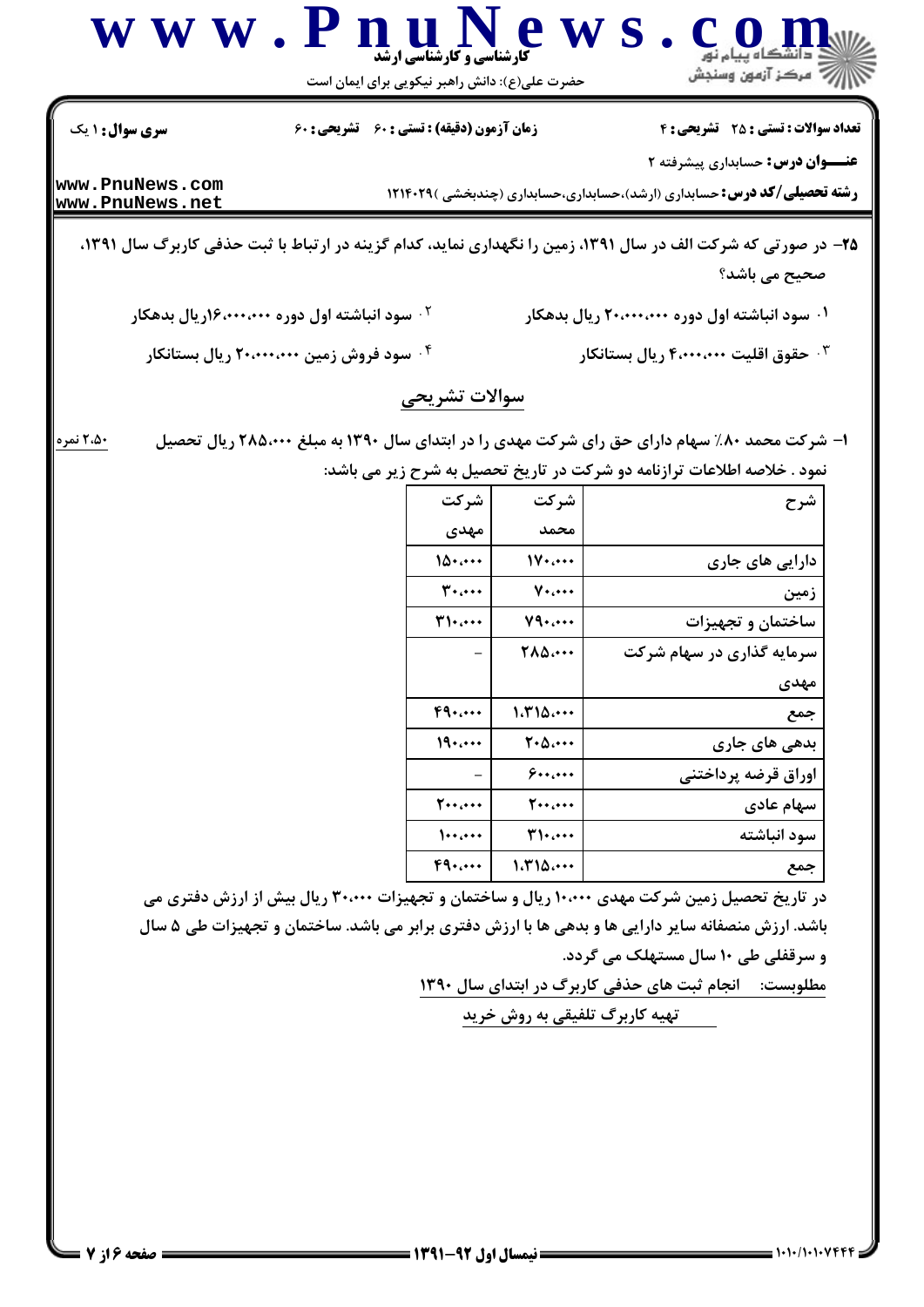۲۵- در صورتی که شرکت الف در سال ۱۳۹۱، زمین را نگهداری نماید، کدام گزینه در ارتباط با ثبت حذفی کاربرگ سال ۱۳۹۱، صحیح می باشد؟

۱. سود انباشته اول دوره ۲۰،۰۰۰،۰۰۰ ریال بدهکار

۲. سود انباشته اول دوره ۱۶،۰۰۰،۰۰۰ریال بدهکار

۳. حقوق اقلیت ۴،۰۰۰،۰۰۰ ریال بستانکار

۴. سود فروش زمین ۲۰،۰۰۰،۰۰۰ ریال بستانکار

## سوالات تشریحی

۱- شرکت محمد ۸۰٪ سهام دارای حق رای شرکت مهدی را در ابتدای سال ۱۳۹۰ به مبلغ ۲۸۵،۰۰۰ ریال تحصیل نمود . خلاصه اطلاعات ترازنامه دو شرکت در تاریخ تحصیل به شرح زیر می باشد: (۲،۵۰ نمره)

| شرح | شرکت محمد | شرکت مهدی |
|---|---|---|
| دارایی های جاری | ۱۷۰،۰۰۰ | ۱۵۰،۰۰۰ |
| زمین | ۷۰،۰۰۰ | ۳۰،۰۰۰ |
| ساختمان و تجهیزات | ۷۹۰،۰۰۰ | ۳۱۰،۰۰۰ |
| سرمایه گذاری در سهام شرکت مهدی | ۲۸۵،۰۰۰ | - |
| جمع | ۱،۳۱۵،۰۰۰ | ۴۹۰،۰۰۰ |
| بدهی های جاری | ۲۰۵،۰۰۰ | ۱۹۰،۰۰۰ |
| اوراق قرضه پرداختنی | ۶۰۰،۰۰۰ | - |
| سهام عادی | ۲۰۰،۰۰۰ | ۲۰۰،۰۰۰ |
| سود انباشته | ۳۱۰،۰۰۰ | ۱۰۰،۰۰۰ |
| جمع | ۱،۳۱۵،۰۰۰ | ۴۹۰،۰۰۰ |

در تاریخ تحصیل زمین شرکت مهدی ۱۰،۰۰۰ ریال و ساختمان و تجهیزات ۳۰،۰۰۰ ریال بیش از ارزش دفتری می باشد. ارزش منصفانه سایر دارایی ها و بدهی ها با ارزش دفتری برابر می باشد. ساختمان و تجهیزات طی ۵ سال و سرقفلی طی ۱۰ سال مستهلک می گردد.

مطلوبست: انجام ثبت های حذفی کاربرگ در ابتدای سال ۱۳۹۰

تهیه کاربرگ تلفیقی به روش خرید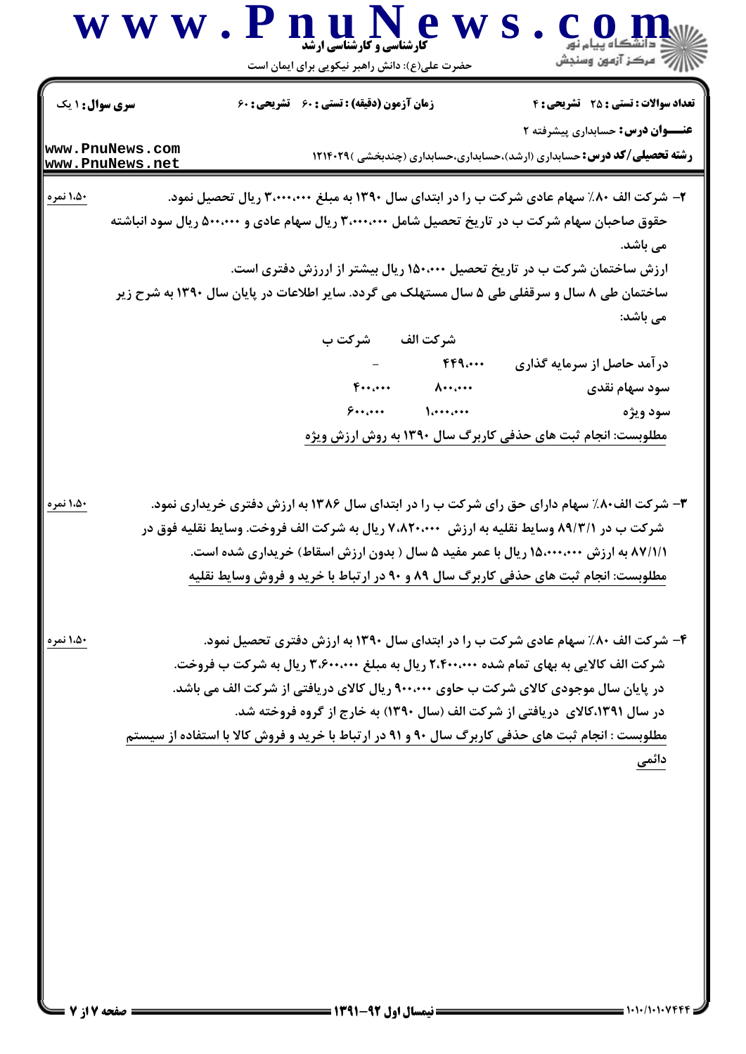۲- شرکت الف ۸۰٪ سهام عادی شرکت ب را در ابتدای سال ۱۳۹۰ به مبلغ ۳،۰۰۰،۰۰۰ ریال تحصیل نمود. حقوق صاحبان سهام شرکت ب در تاریخ تحصیل شامل ۳،۰۰۰،۰۰۰ ریال سهام عادی و ۵۰۰،۰۰۰ ریال سود انباشته می باشد.

ارزش ساختمان شرکت ب در تاریخ تحصیل ۱۵۰،۰۰۰ ریال بیشتر از ارزش دفتری است.

ساختمان طی ۸ سال و سرقفلی طی ۵ سال مستهلک می گردد. سایر اطلاعات در پایان سال ۱۳۹۰ به شرح زیر می باشد:

۱،۵۰ نمره

| | شرکت الف | شرکت ب |
|---|---|---|
| درآمد حاصل از سرمایه گذاری | ۴۴۹،۰۰۰ | - |
| سود سهام نقدی | ۸۰۰،۰۰۰ | ۴۰۰،۰۰۰ |
| سود ویژه | ۱،۰۰۰،۰۰۰ | ۶۰۰،۰۰۰ |

مطلوبست: انجام ثبت های حذفی کاربرگ سال ۱۳۹۰ به روش ارزش ویژه

۳- شرکت الف ۸۰٪ سهام دارای حق رای شرکت ب را در ابتدای سال ۱۳۸۶ به ارزش دفتری خریداری نمود. شرکت ب در ۸۹/۳/۱ وسایط نقلیه به ارزش ۷،۸۲۰،۰۰۰ ریال به شرکت الف فروخت. وسایط نقلیه فوق در ۸۷/۱/۱ به ارزش ۱۵،۰۰۰،۰۰۰ ریال با عمر مفید ۵ سال ( بدون ارزش اسقاط) خریداری شده است.

مطلوبست: انجام ثبت های حذفی کاربرگ سال ۸۹ و ۹۰ در ارتباط با خرید و فروش وسایط نقلیه

۱،۵۰ نمره

۴- شرکت الف ۸۰٪ سهام عادی شرکت ب را در ابتدای سال ۱۳۹۰ به ارزش دفتری تحصیل نمود. شرکت الف کالایی به بهای تمام شده ۲،۴۰۰،۰۰۰ ریال به مبلغ ۳،۶۰۰،۰۰۰ ریال به شرکت ب فروخت. در پایان سال موجودی کالای شرکت ب حاوی ۹۰۰،۰۰۰ ریال کالای دریافتی از شرکت الف می باشد. در سال ۱۳۹۱،کالای دریافتی از شرکت الف (سال ۱۳۹۰) به خارج از گروه فروخته شد.

مطلوبست : انجام ثبت های حذفی کاربرگ سال ۹۰ و ۹۱ در ارتباط با خرید و فروش کالا با استفاده از سیستم دائمی

۱،۵۰ نمره